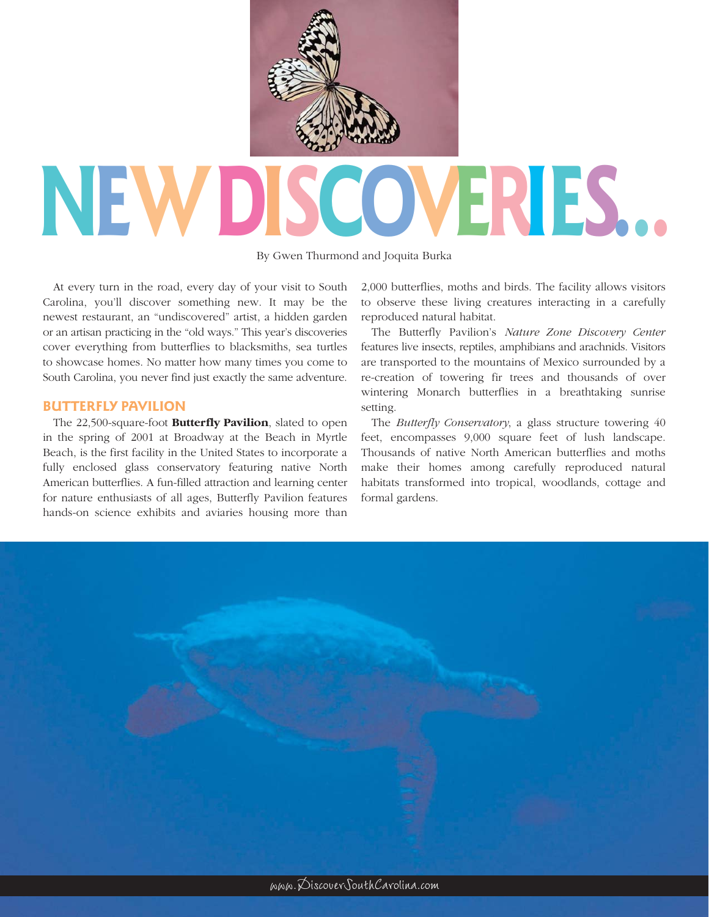# NEW DISCOVERIES...

By Gwen Thurmond and Joquita Burka

At every turn in the road, every day of your visit to South Carolina, you'll discover something new. It may be the newest restaurant, an "undiscovered" artist, a hidden garden or an artisan practicing in the "old ways." This year's discoveries cover everything from butterflies to blacksmiths, sea turtles to showcase homes. No matter how many times you come to South Carolina, you never find just exactly the same adventure.

## BUTTERFLY PAVILION

The 22,500-square-foot **Butterfly Pavilion**, slated to open in the spring of 2001 at Broadway at the Beach in Myrtle Beach, is the first facility in the United States to incorporate a fully enclosed glass conservatory featuring native North American butterflies. A fun-filled attraction and learning center for nature enthusiasts of all ages, Butterfly Pavilion features hands-on science exhibits and aviaries housing more than 2,000 butterflies, moths and birds. The facility allows visitors to observe these living creatures interacting in a carefully reproduced natural habitat.

The Butterfly Pavilion's *Nature Zone Discovery Center* features live insects, reptiles, amphibians and arachnids. Visitors are transported to the mountains of Mexico surrounded by a re-creation of towering fir trees and thousands of over wintering Monarch butterflies in a breathtaking sunrise setting.

The *Butterfly Conservatory*, a glass structure towering 40 feet, encompasses 9,000 square feet of lush landscape. Thousands of native North American butterflies and moths make their homes among carefully reproduced natural habitats transformed into tropical, woodlands, cottage and formal gardens.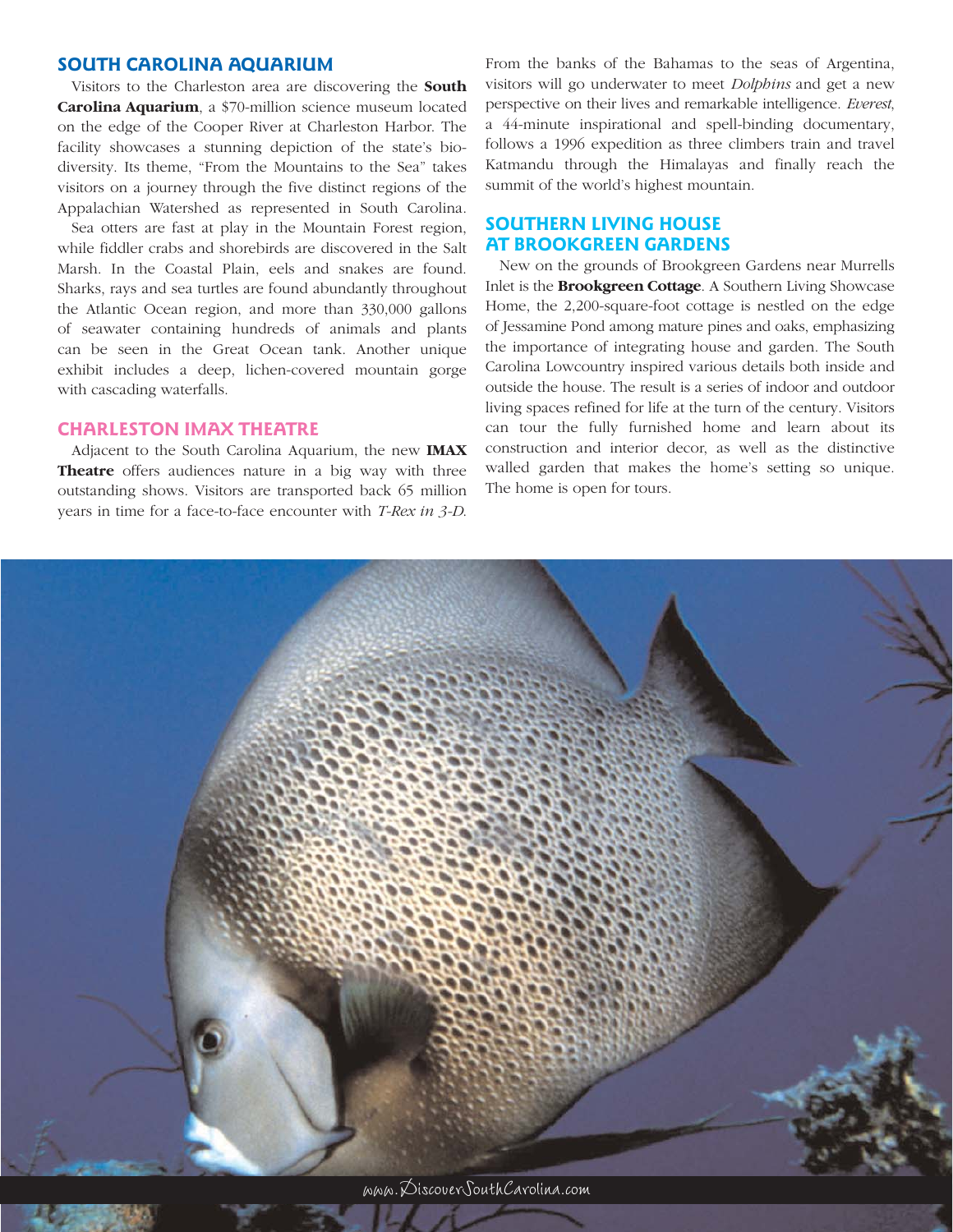## SOUTH CAROLINA AQUARIUM

Visitors to the Charleston area are discovering the **South Carolina Aquarium**, a $70-million science museum located on the edge of the Cooper River at Charleston Harbor. The facility showcases a stunning depiction of the state's bio-diversity. Its theme, "From the Mountains to the Sea" takes visitors on a journey through the five distinct regions of the Appalachian Watershed as represented in South Carolina.

Sea otters are fast at play in the Mountain Forest region, while fiddler crabs and shorebirds are discovered in the Salt Marsh. In the Coastal Plain, eels and snakes are found. Sharks, rays and sea turtles are found abundantly throughout the Atlantic Ocean region, and more than 330,000 gallons of seawater containing hundreds of animals and plants can be seen in the Great Ocean tank. Another unique exhibit includes a deep, lichen-covered mountain gorge with cascading waterfalls.

## CHARLESTON IMAX THEATRE

Adjacent to the South Carolina Aquarium, the new **IMAX Theatre** offers audiences nature in a big way with three outstanding shows. Visitors are transported back 65 million years in time for a face-to-face encounter with *T-Rex in 3-D*. From the banks of the Bahamas to the seas of Argentina, visitors will go underwater to meet *Dolphins* and get a new perspective on their lives and remarkable intelligence. *Everest*, a 44-minute inspirational and spell-binding documentary, follows a 1996 expedition as three climbers train and travel Katmandu through the Himalayas and finally reach the summit of the world's highest mountain.

## SOUTHERN LIVING HOUSE AT BROOKGREEN GARDENS

New on the grounds of Brookgreen Gardens near Murrells Inlet is the **Brookgreen Cottage**. A Southern Living Showcase Home, the 2,200-square-foot cottage is nestled on the edge of Jessamine Pond among mature pines and oaks, emphasizing the importance of integrating house and garden. The South Carolina Lowcountry inspired various details both inside and outside the house. The result is a series of indoor and outdoor living spaces refined for life at the turn of the century. Visitors can tour the fully furnished home and learn about its construction and interior decor, as well as the distinctive walled garden that makes the home's setting so unique. The home is open for tours.

www.DiscoverSouthCarolina.com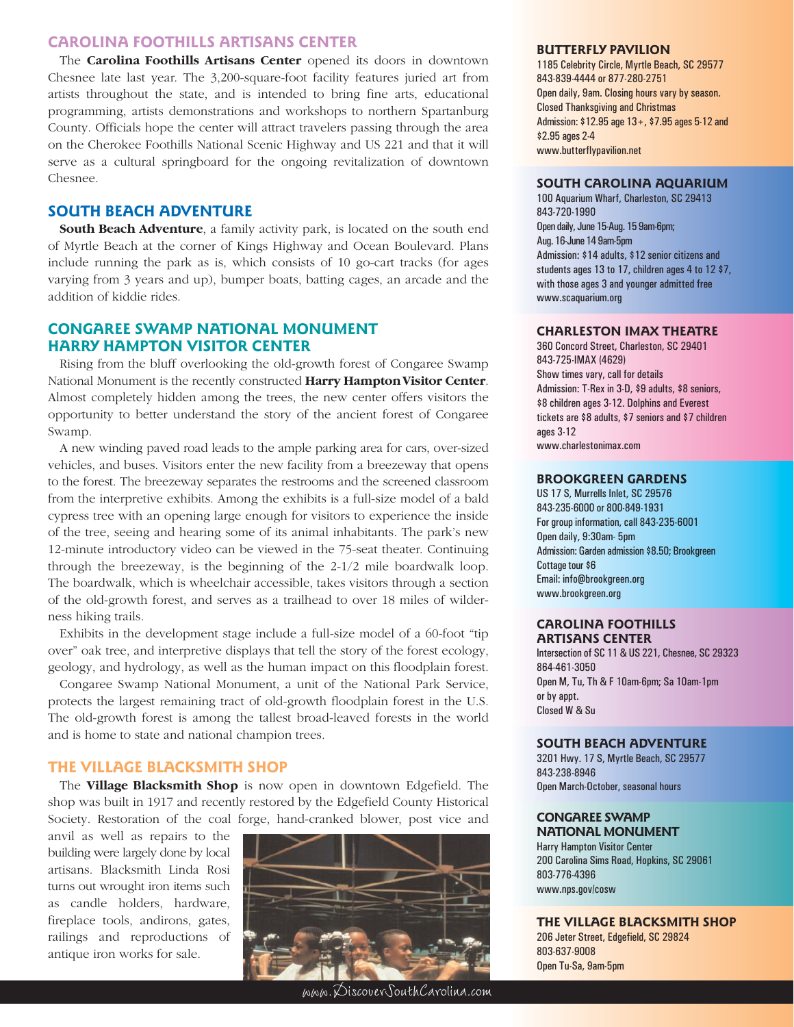## CAROLINA FOOTHILLS ARTISANS CENTER

The **Carolina Foothills Artisans Center** opened its doors in downtown Chesnee late last year. The 3,200-square-foot facility features juried art from artists throughout the state, and is intended to bring fine arts, educational programming, artists demonstrations and workshops to northern Spartanburg County. Officials hope the center will attract travelers passing through the area on the Cherokee Foothills National Scenic Highway and US 221 and that it will serve as a cultural springboard for the ongoing revitalization of downtown Chesnee.

## SOUTH BEACH ADVENTURE

**South Beach Adventure**, a family activity park, is located on the south end of Myrtle Beach at the corner of Kings Highway and Ocean Boulevard. Plans include running the park as is, which consists of 10 go-cart tracks (for ages varying from 3 years and up), bumper boats, batting cages, an arcade and the addition of kiddie rides.

## CONGAREE SWAMP NATIONAL MONUMENT HARRY HAMPTON VISITOR CENTER

Rising from the bluff overlooking the old-growth forest of Congaree Swamp National Monument is the recently constructed **Harry Hampton Visitor Center**. Almost completely hidden among the trees, the new center offers visitors the opportunity to better understand the story of the ancient forest of Congaree Swamp.

A new winding paved road leads to the ample parking area for cars, over-sized vehicles, and buses. Visitors enter the new facility from a breezeway that opens to the forest. The breezeway separates the restrooms and the screened classroom from the interpretive exhibits. Among the exhibits is a full-size model of a bald cypress tree with an opening large enough for visitors to experience the inside of the tree, seeing and hearing some of its animal inhabitants. The park's new 12-minute introductory video can be viewed in the 75-seat theater. Continuing through the breezeway, is the beginning of the 2-1/2 mile boardwalk loop. The boardwalk, which is wheelchair accessible, takes visitors through a section of the old-growth forest, and serves as a trailhead to over 18 miles of wilderness hiking trails.

Exhibits in the development stage include a full-size model of a 60-foot "tip over" oak tree, and interpretive displays that tell the story of the forest ecology, geology, and hydrology, as well as the human impact on this floodplain forest.

Congaree Swamp National Monument, a unit of the National Park Service, protects the largest remaining tract of old-growth floodplain forest in the U.S. The old-growth forest is among the tallest broad-leaved forests in the world and is home to state and national champion trees.

## THE VILLAGE BLACKSMITH SHOP

The **Village Blacksmith Shop** is now open in downtown Edgefield. The shop was built in 1917 and recently restored by the Edgefield County Historical Society. Restoration of the coal forge, hand-cranked blower, post vice and anvil as well as repairs to the building were largely done by local artisans. Blacksmith Linda Rosi turns out wrought iron items such as candle holders, hardware, fireplace tools, andirons, gates, railings and reproductions of antique iron works for sale.

### BUTTERFLY PAVILION

1185 Celebrity Circle, Myrtle Beach, SC 29577
843-839-4444 or 877-280-2751
Open daily, 9am. Closing hours vary by season. Closed Thanksgiving and Christmas
Admission: $12.95 age 13+, $7.95 ages 5-12 and $2.95 ages 2-4
www.butterflypavilion.net

### SOUTH CAROLINA AQUARIUM

100 Aquarium Wharf, Charleston, SC 29413
843-720-1990
Open daily, June 15-Aug. 15 9am-6pm; Aug. 16-June 14 9am-5pm
Admission: $14 adults, $12 senior citizens and students ages 13 to 17, children ages 4 to 12 $7, with those ages 3 and younger admitted free
www.scaquarium.org

### CHARLESTON IMAX THEATRE

360 Concord Street, Charleston, SC 29401
843-725-IMAX (4629)
Show times vary, call for details
Admission: T-Rex in 3-D, $9 adults, $8 seniors, $8 children ages 3-12. Dolphins and Everest tickets are $8 adults, $7 seniors and $7 children ages 3-12
www.charlestonimax.com

### BROOKGREEN GARDENS

US 17 S, Murrells Inlet, SC 29576
843-235-6000 or 800-849-1931
For group information, call 843-235-6001
Open daily, 9:30am- 5pm
Admission: Garden admission $8.50; Brookgreen Cottage tour $6
Email: info@brookgreen.org
www.brookgreen.org

### CAROLINA FOOTHILLS ARTISANS CENTER

Intersection of SC 11 & US 221, Chesnee, SC 29323
864-461-3050
Open M, Tu, Th & F 10am-6pm; Sa 10am-1pm or by appt.
Closed W & Su

### SOUTH BEACH ADVENTURE

3201 Hwy. 17 S, Myrtle Beach, SC 29577
843-238-8946
Open March-October, seasonal hours

### CONGAREE SWAMP NATIONAL MONUMENT

Harry Hampton Visitor Center
200 Carolina Sims Road, Hopkins, SC 29061
803-776-4396
www.nps.gov/cosw

### THE VILLAGE BLACKSMITH SHOP

206 Jeter Street, Edgefield, SC 29824
803-637-9008
Open Tu-Sa, 9am-5pm